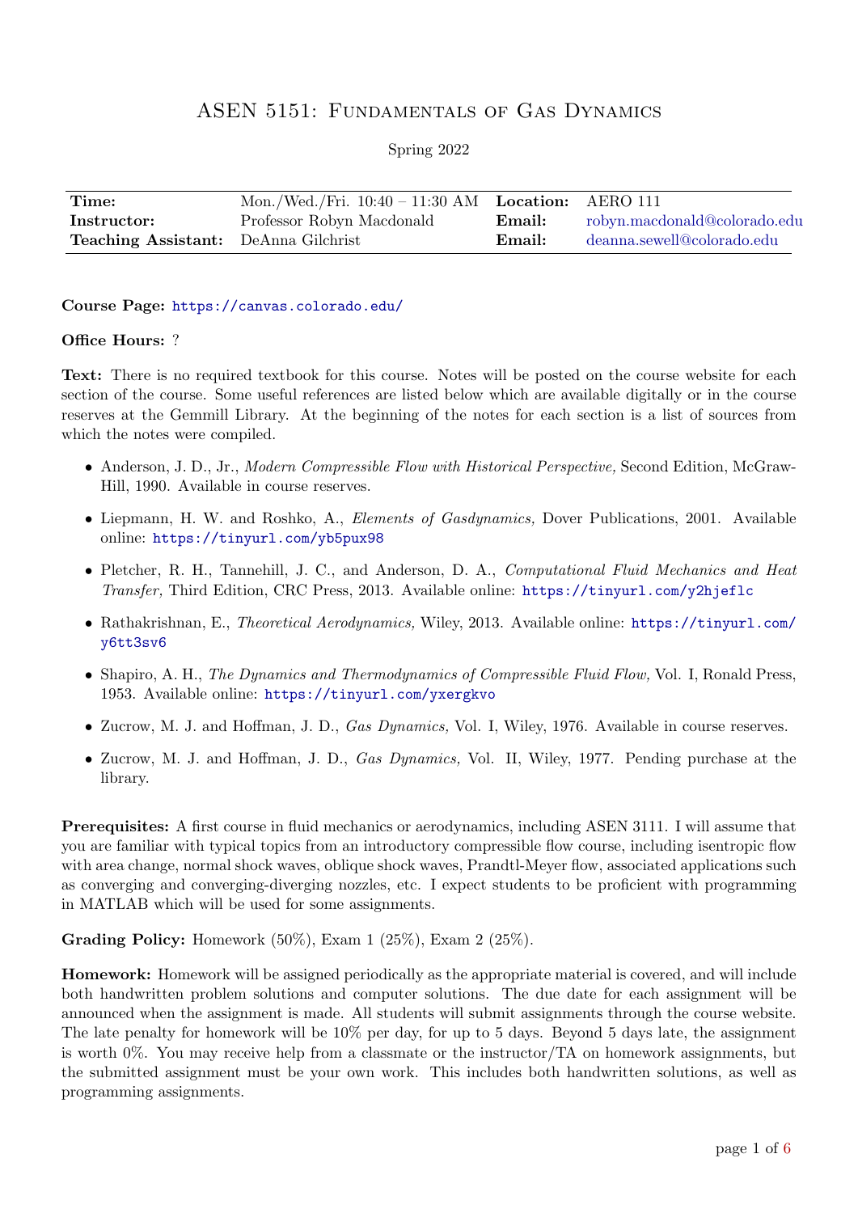# ASEN 5151: Fundamentals of Gas Dynamics

Spring 2022

| | | | |
|---|---|---|---|
| **Time:** | Mon./Wed./Fri. 10:40 – 11:30 AM | **Location:** | AERO 111 |
| **Instructor:** | Professor Robyn Macdonald | **Email:** | robyn.macdonald@colorado.edu |
| **Teaching Assistant:** | DeAnna Gilchrist | **Email:** | deanna.sewell@colorado.edu |

**Course Page:** https://canvas.colorado.edu/

**Office Hours:** ?

**Text:** There is no required textbook for this course. Notes will be posted on the course website for each section of the course. Some useful references are listed below which are available digitally or in the course reserves at the Gemmill Library. At the beginning of the notes for each section is a list of sources from which the notes were compiled.

- Anderson, J. D., Jr., *Modern Compressible Flow with Historical Perspective,* Second Edition, McGraw-Hill, 1990. Available in course reserves.
- Liepmann, H. W. and Roshko, A., *Elements of Gasdynamics,* Dover Publications, 2001. Available online: https://tinyurl.com/yb5pux98
- Pletcher, R. H., Tannehill, J. C., and Anderson, D. A., *Computational Fluid Mechanics and Heat Transfer,* Third Edition, CRC Press, 2013. Available online: https://tinyurl.com/y2hjeflc
- Rathakrishnan, E., *Theoretical Aerodynamics,* Wiley, 2013. Available online: https://tinyurl.com/y6tt3sv6
- Shapiro, A. H., *The Dynamics and Thermodynamics of Compressible Fluid Flow,* Vol. I, Ronald Press, 1953. Available online: https://tinyurl.com/yxergkvo
- Zucrow, M. J. and Hoffman, J. D., *Gas Dynamics,* Vol. I, Wiley, 1976. Available in course reserves.
- Zucrow, M. J. and Hoffman, J. D., *Gas Dynamics,* Vol. II, Wiley, 1977. Pending purchase at the library.

**Prerequisites:** A first course in fluid mechanics or aerodynamics, including ASEN 3111. I will assume that you are familiar with typical topics from an introductory compressible flow course, including isentropic flow with area change, normal shock waves, oblique shock waves, Prandtl-Meyer flow, associated applications such as converging and converging-diverging nozzles, etc. I expect students to be proficient with programming in MATLAB which will be used for some assignments.

**Grading Policy:** Homework (50%), Exam 1 (25%), Exam 2 (25%).

**Homework:** Homework will be assigned periodically as the appropriate material is covered, and will include both handwritten problem solutions and computer solutions. The due date for each assignment will be announced when the assignment is made. All students will submit assignments through the course website. The late penalty for homework will be 10% per day, for up to 5 days. Beyond 5 days late, the assignment is worth 0%. You may receive help from a classmate or the instructor/TA on homework assignments, but the submitted assignment must be your own work. This includes both handwritten solutions, as well as programming assignments.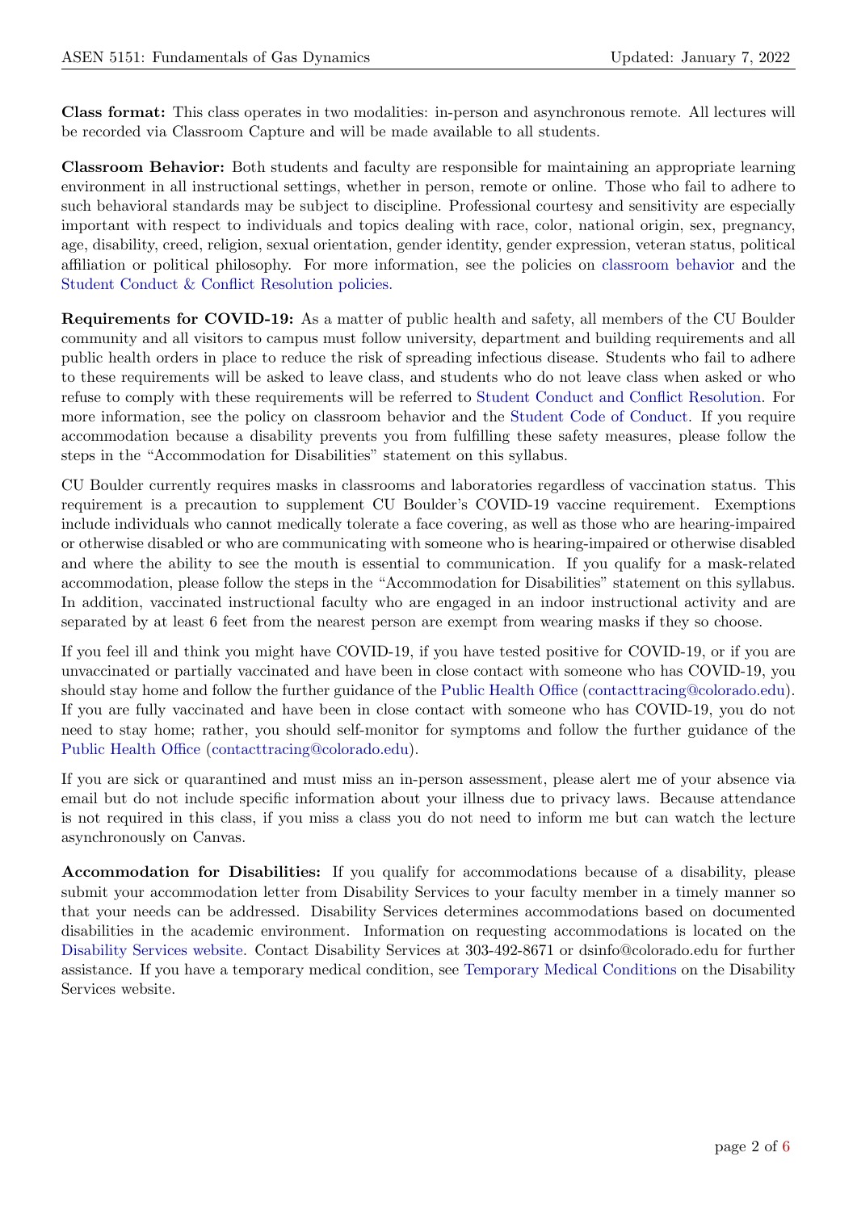**Class format:** This class operates in two modalities: in-person and asynchronous remote. All lectures will be recorded via Classroom Capture and will be made available to all students.

**Classroom Behavior:** Both students and faculty are responsible for maintaining an appropriate learning environment in all instructional settings, whether in person, remote or online. Those who fail to adhere to such behavioral standards may be subject to discipline. Professional courtesy and sensitivity are especially important with respect to individuals and topics dealing with race, color, national origin, sex, pregnancy, age, disability, creed, religion, sexual orientation, gender identity, gender expression, veteran status, political affiliation or political philosophy. For more information, see the policies on classroom behavior and the Student Conduct & Conflict Resolution policies.

**Requirements for COVID-19:** As a matter of public health and safety, all members of the CU Boulder community and all visitors to campus must follow university, department and building requirements and all public health orders in place to reduce the risk of spreading infectious disease. Students who fail to adhere to these requirements will be asked to leave class, and students who do not leave class when asked or who refuse to comply with these requirements will be referred to Student Conduct and Conflict Resolution. For more information, see the policy on classroom behavior and the Student Code of Conduct. If you require accommodation because a disability prevents you from fulfilling these safety measures, please follow the steps in the "Accommodation for Disabilities" statement on this syllabus.

CU Boulder currently requires masks in classrooms and laboratories regardless of vaccination status. This requirement is a precaution to supplement CU Boulder's COVID-19 vaccine requirement. Exemptions include individuals who cannot medically tolerate a face covering, as well as those who are hearing-impaired or otherwise disabled or who are communicating with someone who is hearing-impaired or otherwise disabled and where the ability to see the mouth is essential to communication. If you qualify for a mask-related accommodation, please follow the steps in the "Accommodation for Disabilities" statement on this syllabus. In addition, vaccinated instructional faculty who are engaged in an indoor instructional activity and are separated by at least 6 feet from the nearest person are exempt from wearing masks if they so choose.

If you feel ill and think you might have COVID-19, if you have tested positive for COVID-19, or if you are unvaccinated or partially vaccinated and have been in close contact with someone who has COVID-19, you should stay home and follow the further guidance of the Public Health Office (contacttracing@colorado.edu). If you are fully vaccinated and have been in close contact with someone who has COVID-19, you do not need to stay home; rather, you should self-monitor for symptoms and follow the further guidance of the Public Health Office (contacttracing@colorado.edu).

If you are sick or quarantined and must miss an in-person assessment, please alert me of your absence via email but do not include specific information about your illness due to privacy laws. Because attendance is not required in this class, if you miss a class you do not need to inform me but can watch the lecture asynchronously on Canvas.

**Accommodation for Disabilities:** If you qualify for accommodations because of a disability, please submit your accommodation letter from Disability Services to your faculty member in a timely manner so that your needs can be addressed. Disability Services determines accommodations based on documented disabilities in the academic environment. Information on requesting accommodations is located on the Disability Services website. Contact Disability Services at 303-492-8671 or dsinfo@colorado.edu for further assistance. If you have a temporary medical condition, see Temporary Medical Conditions on the Disability Services website.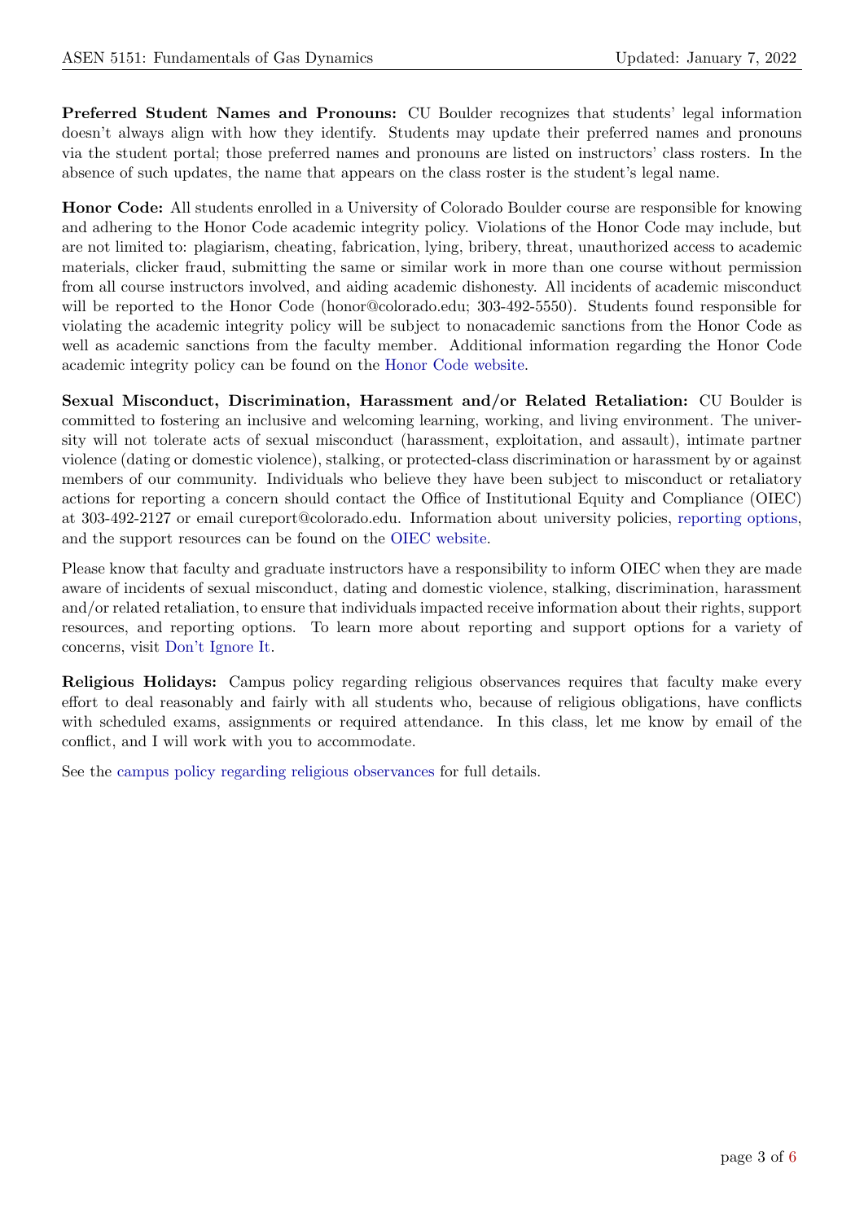**Preferred Student Names and Pronouns:** CU Boulder recognizes that students' legal information doesn't always align with how they identify. Students may update their preferred names and pronouns via the student portal; those preferred names and pronouns are listed on instructors' class rosters. In the absence of such updates, the name that appears on the class roster is the student's legal name.

**Honor Code:** All students enrolled in a University of Colorado Boulder course are responsible for knowing and adhering to the Honor Code academic integrity policy. Violations of the Honor Code may include, but are not limited to: plagiarism, cheating, fabrication, lying, bribery, threat, unauthorized access to academic materials, clicker fraud, submitting the same or similar work in more than one course without permission from all course instructors involved, and aiding academic dishonesty. All incidents of academic misconduct will be reported to the Honor Code (honor@colorado.edu; 303-492-5550). Students found responsible for violating the academic integrity policy will be subject to nonacademic sanctions from the Honor Code as well as academic sanctions from the faculty member. Additional information regarding the Honor Code academic integrity policy can be found on the Honor Code website.

**Sexual Misconduct, Discrimination, Harassment and/or Related Retaliation:** CU Boulder is committed to fostering an inclusive and welcoming learning, working, and living environment. The university will not tolerate acts of sexual misconduct (harassment, exploitation, and assault), intimate partner violence (dating or domestic violence), stalking, or protected-class discrimination or harassment by or against members of our community. Individuals who believe they have been subject to misconduct or retaliatory actions for reporting a concern should contact the Office of Institutional Equity and Compliance (OIEC) at 303-492-2127 or email cureport@colorado.edu. Information about university policies, reporting options, and the support resources can be found on the OIEC website.

Please know that faculty and graduate instructors have a responsibility to inform OIEC when they are made aware of incidents of sexual misconduct, dating and domestic violence, stalking, discrimination, harassment and/or related retaliation, to ensure that individuals impacted receive information about their rights, support resources, and reporting options. To learn more about reporting and support options for a variety of concerns, visit Don't Ignore It.

**Religious Holidays:** Campus policy regarding religious observances requires that faculty make every effort to deal reasonably and fairly with all students who, because of religious obligations, have conflicts with scheduled exams, assignments or required attendance. In this class, let me know by email of the conflict, and I will work with you to accommodate.

See the campus policy regarding religious observances for full details.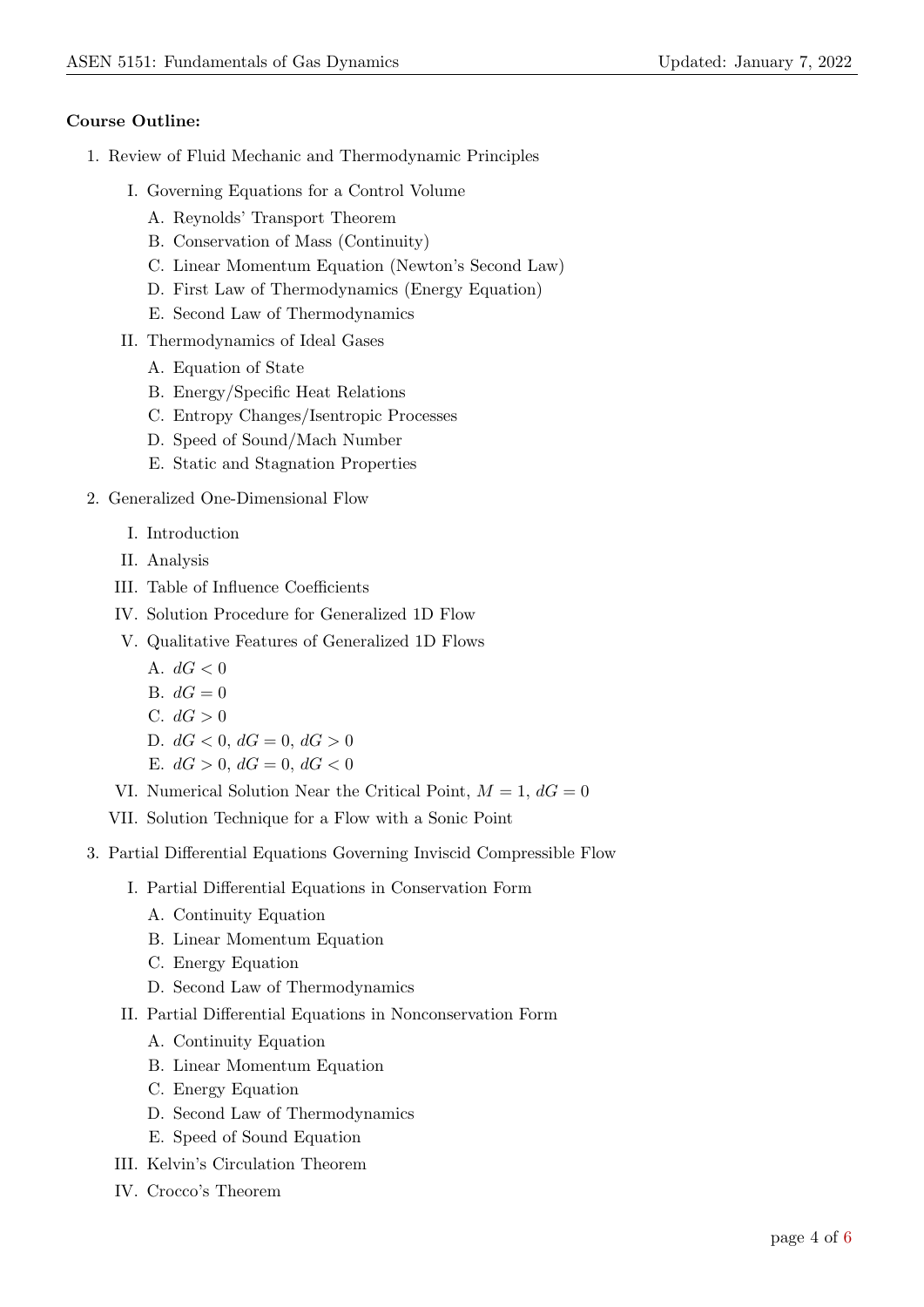**Course Outline:**

1. Review of Fluid Mechanic and Thermodynamic Principles
   - I. Governing Equations for a Control Volume
     - A. Reynolds' Transport Theorem
     - B. Conservation of Mass (Continuity)
     - C. Linear Momentum Equation (Newton's Second Law)
     - D. First Law of Thermodynamics (Energy Equation)
     - E. Second Law of Thermodynamics
   - II. Thermodynamics of Ideal Gases
     - A. Equation of State
     - B. Energy/Specific Heat Relations
     - C. Entropy Changes/Isentropic Processes
     - D. Speed of Sound/Mach Number
     - E. Static and Stagnation Properties
2. Generalized One-Dimensional Flow
   - I. Introduction
   - II. Analysis
   - III. Table of Influence Coefficients
   - IV. Solution Procedure for Generalized 1D Flow
   - V. Qualitative Features of Generalized 1D Flows
     - A. $dG < 0$
     - B. $dG = 0$
     - C. $dG > 0$
     - D. $dG < 0$, $dG = 0$, $dG > 0$
     - E. $dG > 0$, $dG = 0$, $dG < 0$
   - VI. Numerical Solution Near the Critical Point, $M = 1$, $dG = 0$
   - VII. Solution Technique for a Flow with a Sonic Point
3. Partial Differential Equations Governing Inviscid Compressible Flow
   - I. Partial Differential Equations in Conservation Form
     - A. Continuity Equation
     - B. Linear Momentum Equation
     - C. Energy Equation
     - D. Second Law of Thermodynamics
   - II. Partial Differential Equations in Nonconservation Form
     - A. Continuity Equation
     - B. Linear Momentum Equation
     - C. Energy Equation
     - D. Second Law of Thermodynamics
     - E. Speed of Sound Equation
   - III. Kelvin's Circulation Theorem
   - IV. Crocco's Theorem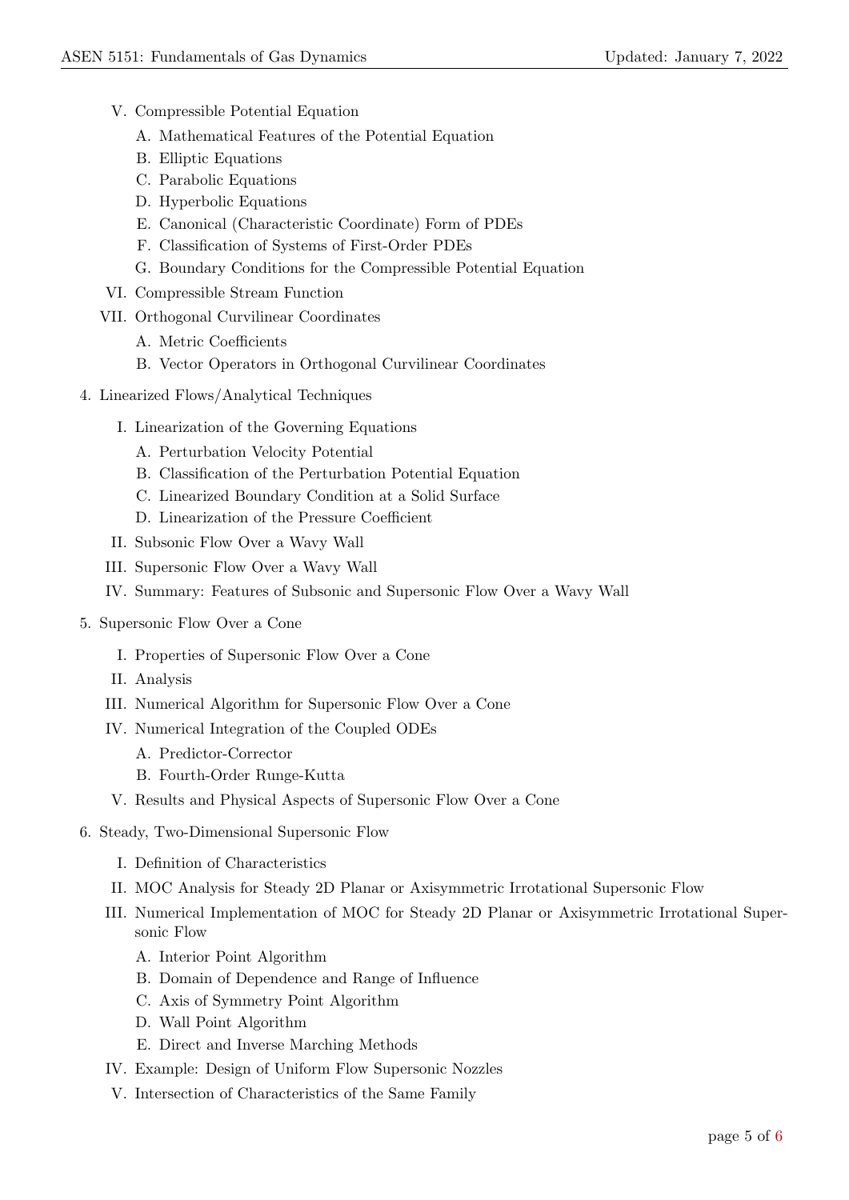- V. Compressible Potential Equation
  - A. Mathematical Features of the Potential Equation
  - B. Elliptic Equations
  - C. Parabolic Equations
  - D. Hyperbolic Equations
  - E. Canonical (Characteristic Coordinate) Form of PDEs
  - F. Classification of Systems of First-Order PDEs
  - G. Boundary Conditions for the Compressible Potential Equation
- VI. Compressible Stream Function
- VII. Orthogonal Curvilinear Coordinates
  - A. Metric Coefficients
  - B. Vector Operators in Orthogonal Curvilinear Coordinates

4. Linearized Flows/Analytical Techniques
   - I. Linearization of the Governing Equations
     - A. Perturbation Velocity Potential
     - B. Classification of the Perturbation Potential Equation
     - C. Linearized Boundary Condition at a Solid Surface
     - D. Linearization of the Pressure Coefficient
   - II. Subsonic Flow Over a Wavy Wall
   - III. Supersonic Flow Over a Wavy Wall
   - IV. Summary: Features of Subsonic and Supersonic Flow Over a Wavy Wall

5. Supersonic Flow Over a Cone
   - I. Properties of Supersonic Flow Over a Cone
   - II. Analysis
   - III. Numerical Algorithm for Supersonic Flow Over a Cone
   - IV. Numerical Integration of the Coupled ODEs
     - A. Predictor-Corrector
     - B. Fourth-Order Runge-Kutta
   - V. Results and Physical Aspects of Supersonic Flow Over a Cone

6. Steady, Two-Dimensional Supersonic Flow
   - I. Definition of Characteristics
   - II. MOC Analysis for Steady 2D Planar or Axisymmetric Irrotational Supersonic Flow
   - III. Numerical Implementation of MOC for Steady 2D Planar or Axisymmetric Irrotational Supersonic Flow
     - A. Interior Point Algorithm
     - B. Domain of Dependence and Range of Influence
     - C. Axis of Symmetry Point Algorithm
     - D. Wall Point Algorithm
     - E. Direct and Inverse Marching Methods
   - IV. Example: Design of Uniform Flow Supersonic Nozzles
   - V. Intersection of Characteristics of the Same Family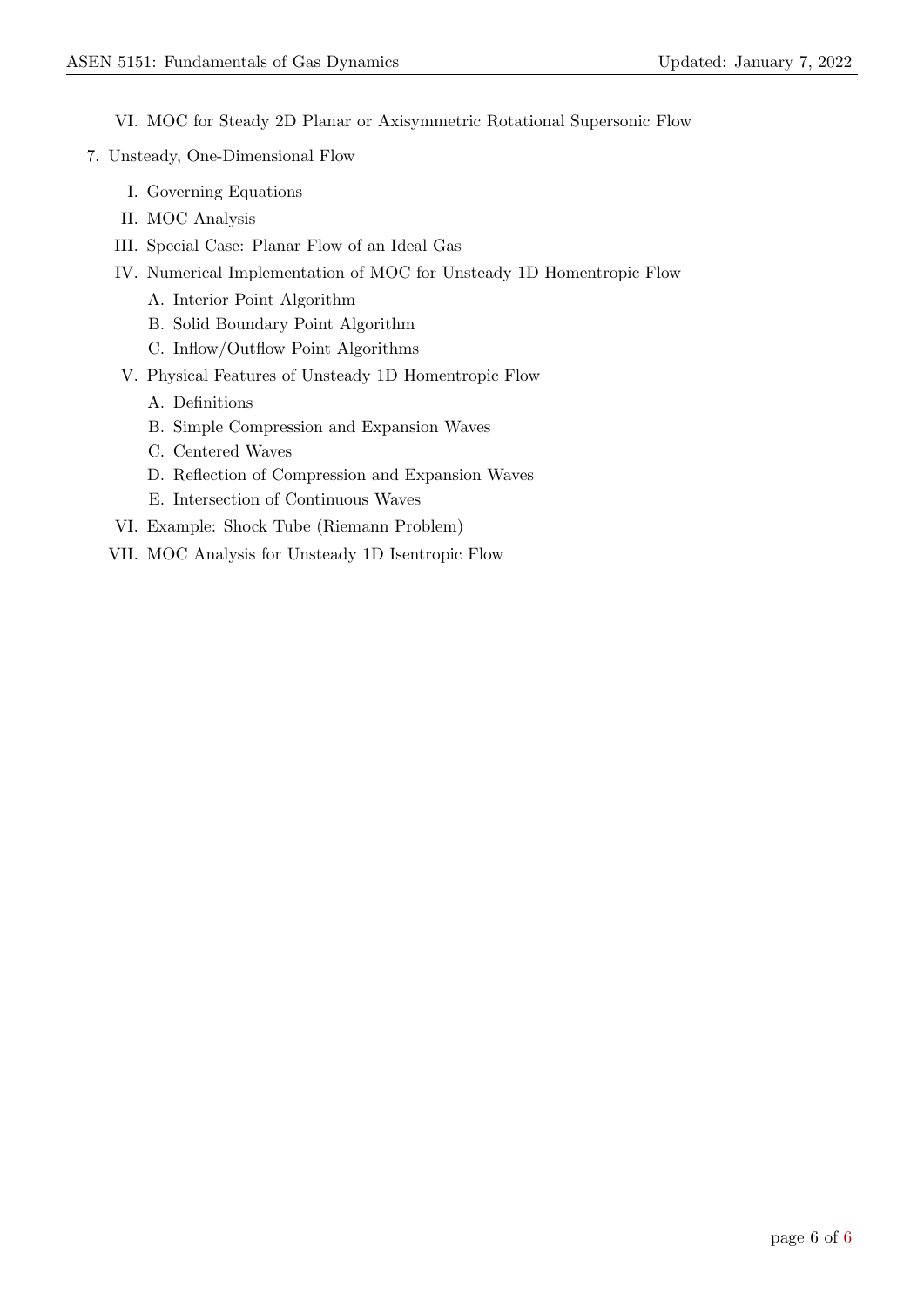VI. MOC for Steady 2D Planar or Axisymmetric Rotational Supersonic Flow

7. Unsteady, One-Dimensional Flow

   I. Governing Equations

   II. MOC Analysis

   III. Special Case: Planar Flow of an Ideal Gas

   IV. Numerical Implementation of MOC for Unsteady 1D Homentropic Flow

      A. Interior Point Algorithm

      B. Solid Boundary Point Algorithm

      C. Inflow/Outflow Point Algorithms

   V. Physical Features of Unsteady 1D Homentropic Flow

      A. Definitions

      B. Simple Compression and Expansion Waves

      C. Centered Waves

      D. Reflection of Compression and Expansion Waves

      E. Intersection of Continuous Waves

   VI. Example: Shock Tube (Riemann Problem)

   VII. MOC Analysis for Unsteady 1D Isentropic Flow